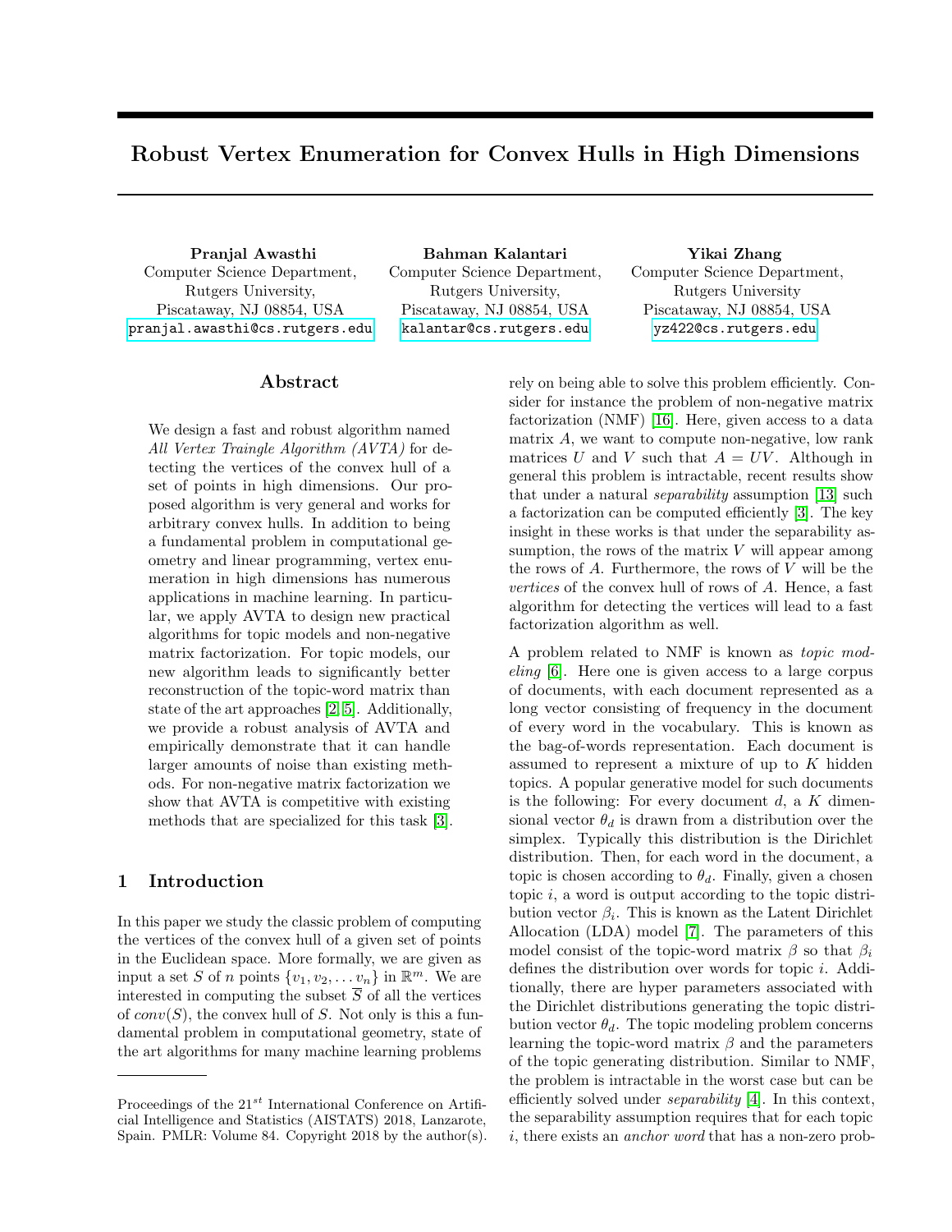# Robust Vertex Enumeration for Convex Hulls in High Dimensions

**Pranjal Awasthi**
Computer Science Department,
Rutgers University,
Piscataway, NJ 08854, USA
pranjal.awasthi@cs.rutgers.edu

**Bahman Kalantari**
Computer Science Department,
Rutgers University,
Piscataway, NJ 08854, USA
kalantar@cs.rutgers.edu

**Yikai Zhang**
Computer Science Department,
Rutgers University
Piscataway, NJ 08854, USA
yz422@cs.rutgers.edu

## Abstract

We design a fast and robust algorithm named *All Vertex Traingle Algorithm (AVTA)* for detecting the vertices of the convex hull of a set of points in high dimensions. Our proposed algorithm is very general and works for arbitrary convex hulls. In addition to being a fundamental problem in computational geometry and linear programming, vertex enumeration in high dimensions has numerous applications in machine learning. In particular, we apply AVTA to design new practical algorithms for topic models and non-negative matrix factorization. For topic models, our new algorithm leads to significantly better reconstruction of the topic-word matrix than state of the art approaches [2, 5]. Additionally, we provide a robust analysis of AVTA and empirically demonstrate that it can handle larger amounts of noise than existing methods. For non-negative matrix factorization we show that AVTA is competitive with existing methods that are specialized for this task [3].

## 1 Introduction

In this paper we study the classic problem of computing the vertices of the convex hull of a given set of points in the Euclidean space. More formally, we are given as input a set $S$ of $n$ points $\{v_1, v_2, \dots v_n\}$ in $\mathbb{R}^m$. We are interested in computing the subset $\overline{S}$ of all the vertices of $conv(S)$, the convex hull of $S$. Not only is this a fundamental problem in computational geometry, state of the art algorithms for many machine learning problems rely on being able to solve this problem efficiently. Consider for instance the problem of non-negative matrix factorization (NMF) [16]. Here, given access to a data matrix $A$, we want to compute non-negative, low rank matrices $U$ and $V$ such that $A = UV$. Although in general this problem is intractable, recent results show that under a natural *separability* assumption [13] such a factorization can be computed efficiently [3]. The key insight in these works is that under the separability assumption, the rows of the matrix $V$ will appear among the rows of $A$. Furthermore, the rows of $V$ will be the *vertices* of the convex hull of rows of $A$. Hence, a fast algorithm for detecting the vertices will lead to a fast factorization algorithm as well.

A problem related to NMF is known as *topic modeling* [6]. Here one is given access to a large corpus of documents, with each document represented as a long vector consisting of frequency in the document of every word in the vocabulary. This is known as the bag-of-words representation. Each document is assumed to represent a mixture of up to $K$ hidden topics. A popular generative model for such documents is the following: For every document $d$, a $K$ dimensional vector $\theta_d$ is drawn from a distribution over the simplex. Typically this distribution is the Dirichlet distribution. Then, for each word in the document, a topic is chosen according to $\theta_d$. Finally, given a chosen topic $i$, a word is output according to the topic distribution vector $\beta_i$. This is known as the Latent Dirichlet Allocation (LDA) model [7]. The parameters of this model consist of the topic-word matrix $\beta$ so that $\beta_i$ defines the distribution over words for topic $i$. Additionally, there are hyper parameters associated with the Dirichlet distributions generating the topic distribution vector $\theta_d$. The topic modeling problem concerns learning the topic-word matrix $\beta$ and the parameters of the topic generating distribution. Similar to NMF, the problem is intractable in the worst case but can be efficiently solved under *separability* [4]. In this context, the separability assumption requires that for each topic $i$, there exists an *anchor word* that has a non-zero prob-

Proceedings of the $21^{st}$ International Conference on Artificial Intelligence and Statistics (AISTATS) 2018, Lanzarote, Spain. PMLR: Volume 84. Copyright 2018 by the author(s).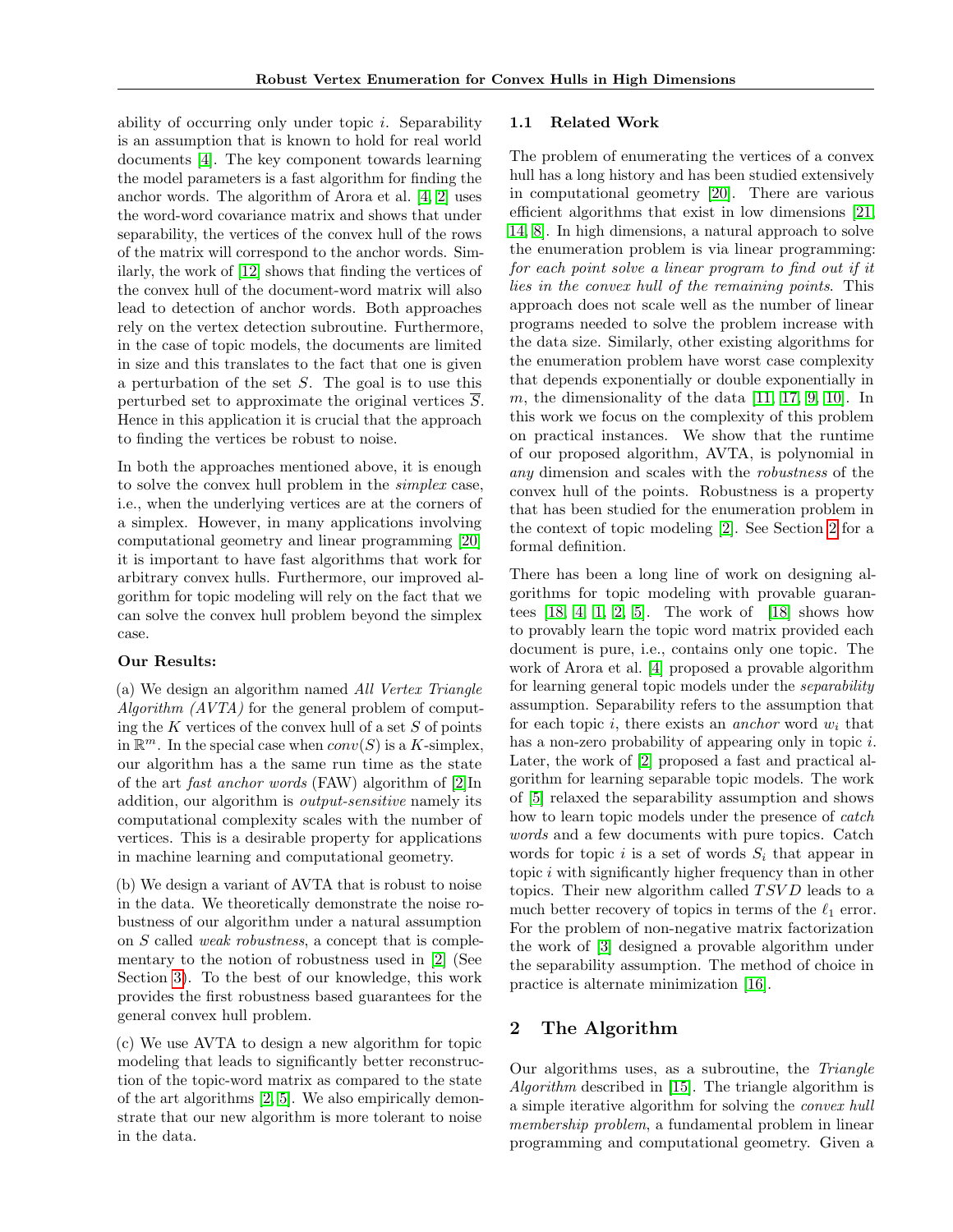ability of occurring only under topic $i$. Separability is an assumption that is known to hold for real world documents [4]. The key component towards learning the model parameters is a fast algorithm for finding the anchor words. The algorithm of Arora et al. [4, 2] uses the word-word covariance matrix and shows that under separability, the vertices of the convex hull of the rows of the matrix will correspond to the anchor words. Similarly, the work of [12] shows that finding the vertices of the convex hull of the document-word matrix will also lead to detection of anchor words. Both approaches rely on the vertex detection subroutine. Furthermore, in the case of topic models, the documents are limited in size and this translates to the fact that one is given a perturbation of the set $S$. The goal is to use this perturbed set to approximate the original vertices $\overline{S}$. Hence in this application it is crucial that the approach to finding the vertices be robust to noise.

In both the approaches mentioned above, it is enough to solve the convex hull problem in the *simplex* case, i.e., when the underlying vertices are at the corners of a simplex. However, in many applications involving computational geometry and linear programming [20] it is important to have fast algorithms that work for arbitrary convex hulls. Furthermore, our improved algorithm for topic modeling will rely on the fact that we can solve the convex hull problem beyond the simplex case.

**Our Results:**

(a) We design an algorithm named *All Vertex Triangle Algorithm (AVTA)* for the general problem of computing the $K$ vertices of the convex hull of a set $S$ of points in $\mathbb{R}^m$. In the special case when $conv(S)$ is a $K$-simplex, our algorithm has a the same run time as the state of the art *fast anchor words* (FAW) algorithm of [2]In addition, our algorithm is *output-sensitive* namely its computational complexity scales with the number of vertices. This is a desirable property for applications in machine learning and computational geometry.

(b) We design a variant of AVTA that is robust to noise in the data. We theoretically demonstrate the noise robustness of our algorithm under a natural assumption on $S$ called *weak robustness*, a concept that is complementary to the notion of robustness used in [2] (See Section 3). To the best of our knowledge, this work provides the first robustness based guarantees for the general convex hull problem.

(c) We use AVTA to design a new algorithm for topic modeling that leads to significantly better reconstruction of the topic-word matrix as compared to the state of the art algorithms [2, 5]. We also empirically demonstrate that our new algorithm is more tolerant to noise in the data.

### 1.1 Related Work

The problem of enumerating the vertices of a convex hull has a long history and has been studied extensively in computational geometry [20]. There are various efficient algorithms that exist in low dimensions [21, 14, 8]. In high dimensions, a natural approach to solve the enumeration problem is via linear programming: *for each point solve a linear program to find out if it lies in the convex hull of the remaining points*. This approach does not scale well as the number of linear programs needed to solve the problem increase with the data size. Similarly, other existing algorithms for the enumeration problem have worst case complexity that depends exponentially or double exponentially in $m$, the dimensionality of the data [11, 17, 9, 10]. In this work we focus on the complexity of this problem on practical instances. We show that the runtime of our proposed algorithm, AVTA, is polynomial in *any* dimension and scales with the *robustness* of the convex hull of the points. Robustness is a property that has been studied for the enumeration problem in the context of topic modeling [2]. See Section 2 for a formal definition.

There has been a long line of work on designing algorithms for topic modeling with provable guarantees [18, 4, 1, 2, 5]. The work of [18] shows how to provably learn the topic word matrix provided each document is pure, i.e., contains only one topic. The work of Arora et al. [4] proposed a provable algorithm for learning general topic models under the *separability* assumption. Separability refers to the assumption that for each topic $i$, there exists an *anchor* word $w_i$ that has a non-zero probability of appearing only in topic $i$. Later, the work of [2] proposed a fast and practical algorithm for learning separable topic models. The work of [5] relaxed the separability assumption and shows how to learn topic models under the presence of *catch words* and a few documents with pure topics. Catch words for topic $i$ is a set of words $S_i$ that appear in topic $i$ with significantly higher frequency than in other topics. Their new algorithm called $TSVD$ leads to a much better recovery of topics in terms of the $\ell_1$ error. For the problem of non-negative matrix factorization the work of [3] designed a provable algorithm under the separability assumption. The method of choice in practice is alternate minimization [16].

## 2 The Algorithm

Our algorithms uses, as a subroutine, the *Triangle Algorithm* described in [15]. The triangle algorithm is a simple iterative algorithm for solving the *convex hull membership problem*, a fundamental problem in linear programming and computational geometry. Given a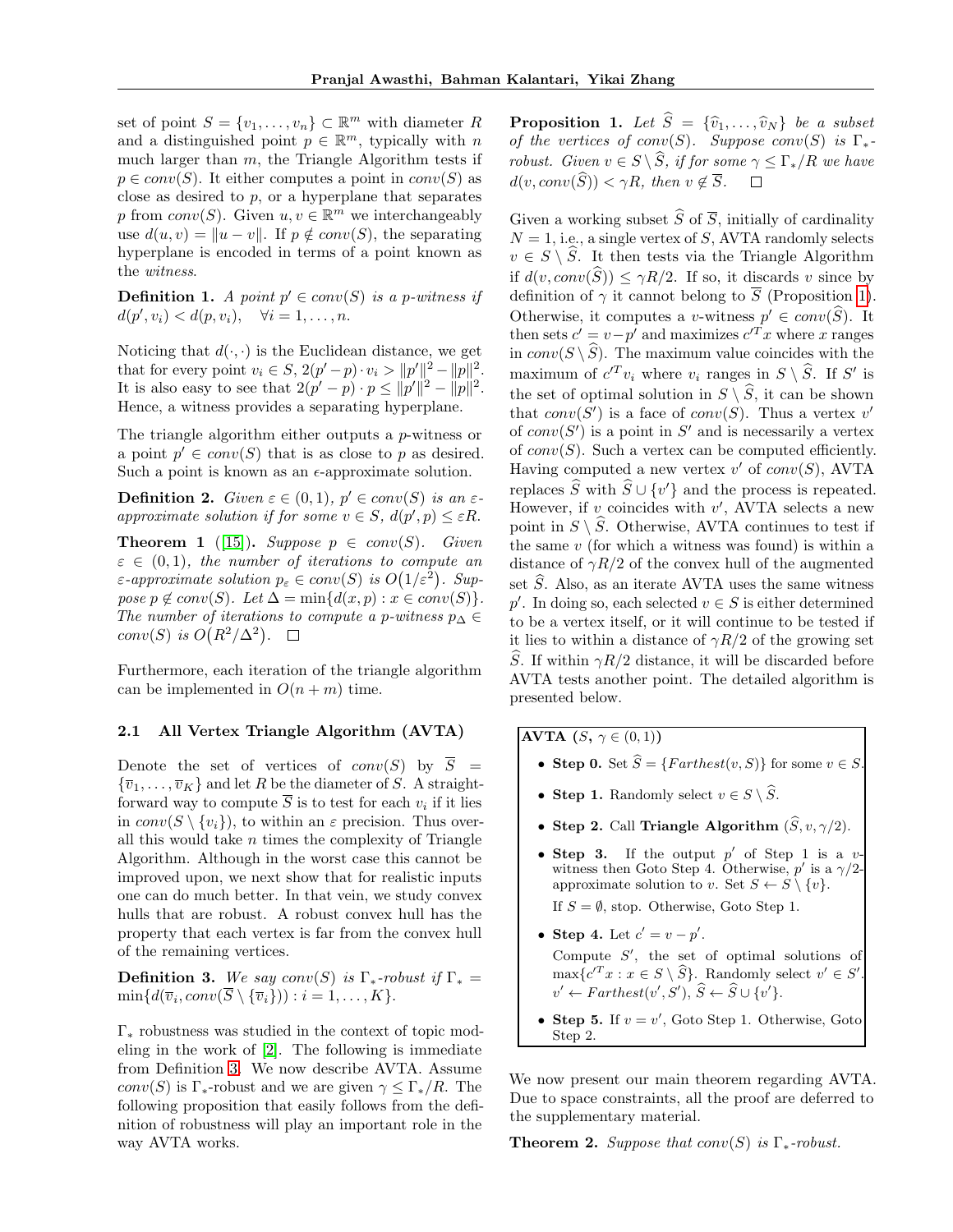set of point $S = \{v_1, \ldots, v_n\} \subset \mathbb{R}^m$ with diameter $R$ and a distinguished point $p \in \mathbb{R}^m$, typically with $n$ much larger than $m$, the Triangle Algorithm tests if $p \in conv(S)$. It either computes a point in $conv(S)$ as close as desired to $p$, or a hyperplane that separates $p$ from $conv(S)$. Given $u, v \in \mathbb{R}^m$ we interchangeably use $d(u, v) = \|u - v\|$. If $p \notin conv(S)$, the separating hyperplane is encoded in terms of a point known as the *witness*.

**Definition 1.** *A point $p' \in conv(S)$ is a $p$-witness if $d(p', v_i) < d(p, v_i), \quad \forall i = 1, \ldots, n$.*

Noticing that $d(\cdot, \cdot)$ is the Euclidean distance, we get that for every point $v_i \in S$, $2(p' - p) \cdot v_i > \|p'\|^2 - \|p\|^2$. It is also easy to see that $2(p' - p) \cdot p \leq \|p'\|^2 - \|p\|^2$. Hence, a witness provides a separating hyperplane.

The triangle algorithm either outputs a $p$-witness or a point $p' \in conv(S)$ that is as close to $p$ as desired. Such a point is known as an $\epsilon$-approximate solution.

**Definition 2.** *Given $\varepsilon \in (0, 1)$, $p' \in conv(S)$ is an $\varepsilon$-approximate solution if for some $v \in S$, $d(p', p) \leq \varepsilon R$.*

**Theorem 1** ([15]). *Suppose $p \in conv(S)$. Given $\varepsilon \in (0, 1)$, the number of iterations to compute an $\varepsilon$-approximate solution $p_\varepsilon \in conv(S)$ is $O(1/\varepsilon^2)$. Suppose $p \notin conv(S)$. Let $\Delta = \min\{d(x, p) : x \in conv(S)\}$. The number of iterations to compute a $p$-witness $p_\Delta \in conv(S)$ is $O(R^2/\Delta^2)$.* □

Furthermore, each iteration of the triangle algorithm can be implemented in $O(n + m)$ time.

### 2.1 All Vertex Triangle Algorithm (AVTA)

Denote the set of vertices of $conv(S)$ by $\overline{S} = \{\overline{v}_1, \ldots, \overline{v}_K\}$ and let $R$ be the diameter of $S$. A straightforward way to compute $\overline{S}$ is to test for each $v_i$ if it lies in $conv(S \setminus \{v_i\})$, to within an $\varepsilon$ precision. Thus overall this would take $n$ times the complexity of Triangle Algorithm. Although in the worst case this cannot be improved upon, we next show that for realistic inputs one can do much better. In that vein, we study convex hulls that are robust. A robust convex hull has the property that each vertex is far from the convex hull of the remaining vertices.

**Definition 3.** *We say $conv(S)$ is $\Gamma_*$-robust if $\Gamma_* = \min\{d(\overline{v}_i, conv(\overline{S} \setminus \{\overline{v}_i\})) : i = 1, \ldots, K\}$.*

$\Gamma_*$ robustness was studied in the context of topic modeling in the work of [2]. The following is immediate from Definition 3. We now describe AVTA. Assume $conv(S)$ is $\Gamma_*$-robust and we are given $\gamma \leq \Gamma_*/R$. The following proposition that easily follows from the definition of robustness will play an important role in the way AVTA works.

**Proposition 1.** *Let $\widehat{S} = \{\widehat{v}_1, \ldots, \widehat{v}_N\}$ be a subset of the vertices of $conv(S)$. Suppose $conv(S)$ is $\Gamma_*$-robust. Given $v \in S \setminus \widehat{S}$, if for some $\gamma \leq \Gamma_*/R$ we have $d(v, conv(\widehat{S})) < \gamma R$, then $v \notin \overline{S}$.* □

Given a working subset $\widehat{S}$ of $\overline{S}$, initially of cardinality $N = 1$, i.e., a single vertex of $S$, AVTA randomly selects $v \in S \setminus \widehat{S}$. It then tests via the Triangle Algorithm if $d(v, conv(\widehat{S})) \leq \gamma R/2$. If so, it discards $v$ since by definition of $\gamma$ it cannot belong to $\overline{S}$ (Proposition 1). Otherwise, it computes a $v$-witness $p' \in conv(\widehat{S})$. It then sets $c' = v - p'$ and maximizes $c'^T x$ where $x$ ranges in $conv(S \setminus \widehat{S})$. The maximum value coincides with the maximum of $c'^T v_i$ where $v_i$ ranges in $S \setminus \widehat{S}$. If $S'$ is the set of optimal solution in $S \setminus \widehat{S}$, it can be shown that $conv(S')$ is a face of $conv(S)$. Thus a vertex $v'$ of $conv(S')$ is a point in $S'$ and is necessarily a vertex of $conv(S)$. Such a vertex can be computed efficiently. Having computed a new vertex $v'$ of $conv(S)$, AVTA replaces $\widehat{S}$ with $\widehat{S} \cup \{v'\}$ and the process is repeated. However, if $v$ coincides with $v'$, AVTA selects a new point in $S \setminus \widehat{S}$. Otherwise, AVTA continues to test if the same $v$ (for which a witness was found) is within a distance of $\gamma R/2$ of the convex hull of the augmented set $\widehat{S}$. Also, as an iterate AVTA uses the same witness $p'$. In doing so, each selected $v \in S$ is either determined to be a vertex itself, or it will continue to be tested if it lies to within a distance of $\gamma R/2$ of the growing set $\widehat{S}$. If within $\gamma R/2$ distance, it will be discarded before AVTA tests another point. The detailed algorithm is presented below.

**AVTA** $(S, \gamma \in (0, 1))$

- **Step 0.** Set $\widehat{S} = \{Farthest(v, S)\}$ for some $v \in S$.
- **Step 1.** Randomly select $v \in S \setminus \widehat{S}$.
- **Step 2.** Call **Triangle Algorithm** $(\widehat{S}, v, \gamma/2)$.
- **Step 3.** If the output $p'$ of Step 1 is a $v$-witness then Goto Step 4. Otherwise, $p'$ is a $\gamma/2$-approximate solution to $v$. Set $S \leftarrow S \setminus \{v\}$.

  If $S = \emptyset$, stop. Otherwise, Goto Step 1.
- **Step 4.** Let $c' = v - p'$.

  Compute $S'$, the set of optimal solutions of $\max\{c'^T x : x \in S \setminus \widehat{S}\}$. Randomly select $v' \in S'$. $v' \leftarrow Farthest(v', S')$, $\widehat{S} \leftarrow \widehat{S} \cup \{v'\}$.
- **Step 5.** If $v = v'$, Goto Step 1. Otherwise, Goto Step 2.

We now present our main theorem regarding AVTA. Due to space constraints, all the proof are deferred to the supplementary material.

**Theorem 2.** *Suppose that $conv(S)$ is $\Gamma_*$-robust.*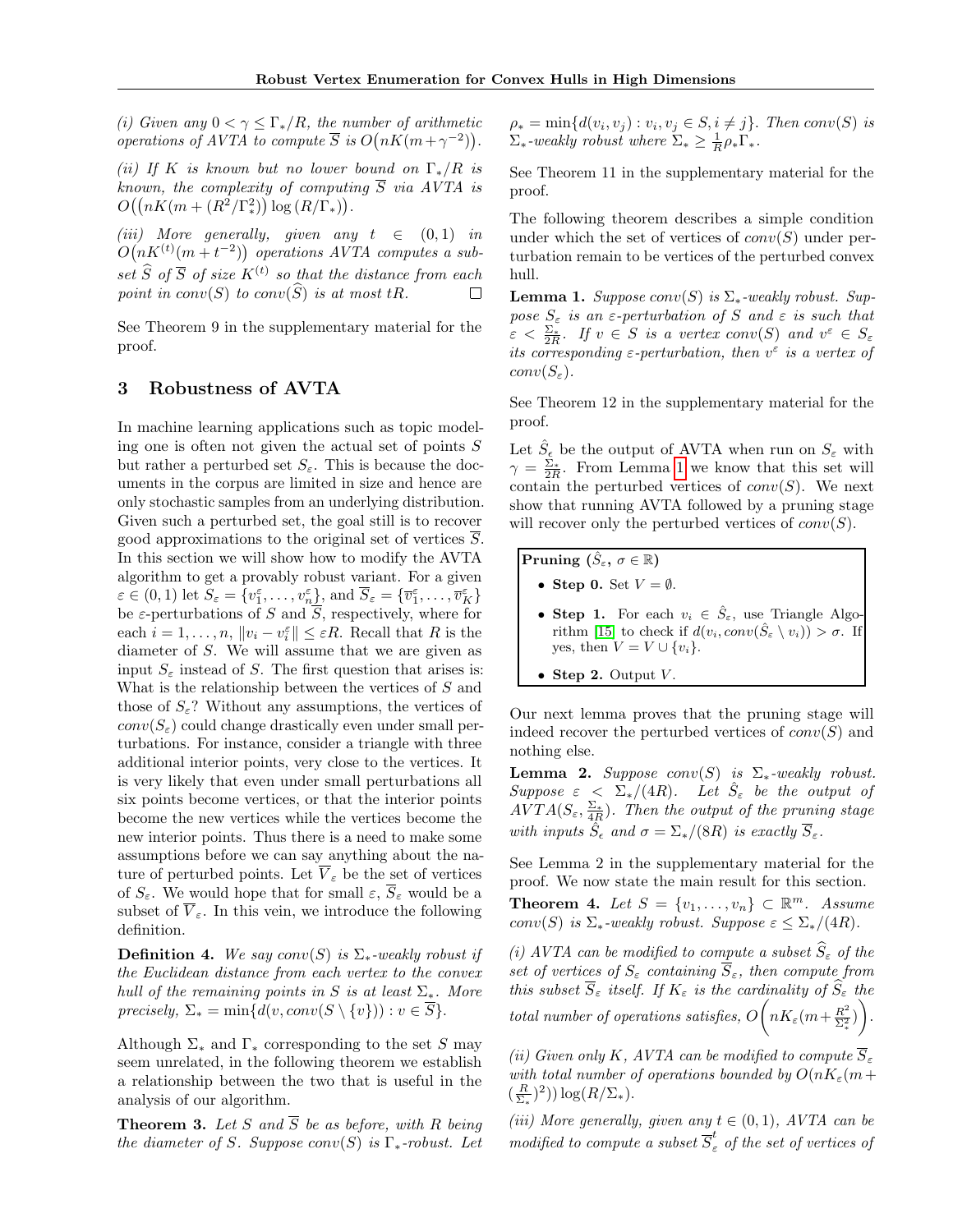*(i) Given any $0 < \gamma \leq \Gamma_*/R$, the number of arithmetic operations of AVTA to compute $\overline{S}$ is $O\big(nK(m+\gamma^{-2})\big)$.*

*(ii) If $K$ is known but no lower bound on $\Gamma_*/R$ is known, the complexity of computing $\overline{S}$ via AVTA is $O\big(\big(nK(m+(R^2/\Gamma_*^2)\big)\log(R/\Gamma_*)\big)$.*

*(iii) More generally, given any $t \in (0,1)$ in $O\big(nK^{(t)}(m+t^{-2})\big)$ operations AVTA computes a subset $\widehat{S}$ of $\overline{S}$ of size $K^{(t)}$ so that the distance from each point in $conv(S)$ to $conv(\widehat{S})$ is at most $tR$.* □

See Theorem 9 in the supplementary material for the proof.

## 3 Robustness of AVTA

In machine learning applications such as topic modeling one is often not given the actual set of points $S$ but rather a perturbed set $S_\varepsilon$. This is because the documents in the corpus are limited in size and hence are only stochastic samples from an underlying distribution. Given such a perturbed set, the goal still is to recover good approximations to the original set of vertices $\overline{S}$. In this section we will show how to modify the AVTA algorithm to get a provably robust variant. For a given $\varepsilon \in (0,1)$ let $S_\varepsilon = \{v_1^\varepsilon, \dots, v_n^\varepsilon\}$, and $\overline{S}_\varepsilon = \{\overline{v}_1^\varepsilon, \dots, \overline{v}_K^\varepsilon\}$ be $\varepsilon$-perturbations of $S$ and $\overline{S}$, respectively, where for each $i = 1, \dots, n$, $\|v_i - v_i^\varepsilon\| \leq \varepsilon R$. Recall that $R$ is the diameter of $S$. We will assume that we are given as input $S_\varepsilon$ instead of $S$. The first question that arises is: What is the relationship between the vertices of $S$ and those of $S_\varepsilon$? Without any assumptions, the vertices of $conv(S_\varepsilon)$ could change drastically even under small perturbations. For instance, consider a triangle with three additional interior points, very close to the vertices. It is very likely that even under small perturbations all six points become vertices, or that the interior points become the new vertices while the vertices become the new interior points. Thus there is a need to make some assumptions before we can say anything about the nature of perturbed points. Let $\overline{V}_\varepsilon$ be the set of vertices of $S_\varepsilon$. We would hope that for small $\varepsilon$, $\overline{S}_\varepsilon$ would be a subset of $\overline{V}_\varepsilon$. In this vein, we introduce the following definition.

**Definition 4.** *We say $conv(S)$ is $\Sigma_*$-weakly robust if the Euclidean distance from each vertex to the convex hull of the remaining points in $S$ is at least $\Sigma_*$. More precisely, $\Sigma_* = \min\{d(v, conv(S \setminus \{v\})) : v \in \overline{S}\}$.*

Although $\Sigma_*$ and $\Gamma_*$ corresponding to the set $S$ may seem unrelated, in the following theorem we establish a relationship between the two that is useful in the analysis of our algorithm.

**Theorem 3.** *Let $S$ and $\overline{S}$ be as before, with $R$ being the diameter of $S$. Suppose $conv(S)$ is $\Gamma_*$-robust. Let $\rho_* = \min\{d(v_i, v_j) : v_i, v_j \in S, i \neq j\}$. Then $conv(S)$ is $\Sigma_*$-weakly robust where $\Sigma_* \geq \frac{1}{R}\rho_*\Gamma_*$.*

See Theorem 11 in the supplementary material for the proof.

The following theorem describes a simple condition under which the set of vertices of $conv(S)$ under perturbation remain to be vertices of the perturbed convex hull.

**Lemma 1.** *Suppose $conv(S)$ is $\Sigma_*$-weakly robust. Suppose $S_\varepsilon$ is an $\varepsilon$-perturbation of $S$ and $\varepsilon$ is such that $\varepsilon < \frac{\Sigma_*}{2R}$. If $v \in S$ is a vertex $conv(S)$ and $v^\varepsilon \in S_\varepsilon$ its corresponding $\varepsilon$-perturbation, then $v^\varepsilon$ is a vertex of $conv(S_\varepsilon)$.*

See Theorem 12 in the supplementary material for the proof.

Let $\hat{S}_\epsilon$ be the output of AVTA when run on $S_\varepsilon$ with $\gamma = \frac{\Sigma_*}{2R}$. From Lemma 1 we know that this set will contain the perturbed vertices of $conv(S)$. We next show that running AVTA followed by a pruning stage will recover only the perturbed vertices of $conv(S)$.

> **Pruning ($\hat{S}_\varepsilon$, $\sigma \in \mathbb{R}$)**
>
> - **Step 0.** Set $V = \emptyset$.
> - **Step 1.** For each $v_i \in \hat{S}_\varepsilon$, use Triangle Algorithm [15] to check if $d(v_i, conv(\hat{S}_\varepsilon \setminus v_i)) > \sigma$. If yes, then $V = V \cup \{v_i\}$.
> - **Step 2.** Output $V$.

Our next lemma proves that the pruning stage will indeed recover the perturbed vertices of $conv(S)$ and nothing else.

**Lemma 2.** *Suppose $conv(S)$ is $\Sigma_*$-weakly robust. Suppose $\varepsilon < \Sigma_*/(4R)$. Let $\hat{S}_\varepsilon$ be the output of $AVTA(S_\varepsilon, \frac{\Sigma_*}{4R})$. Then the output of the pruning stage with inputs $\hat{S}_\epsilon$ and $\sigma = \Sigma_*/(8R)$ is exactly $\overline{S}_\varepsilon$.*

See Lemma 2 in the supplementary material for the proof. We now state the main result for this section.

**Theorem 4.** *Let $S = \{v_1, \dots, v_n\} \subset \mathbb{R}^m$. Assume $conv(S)$ is $\Sigma_*$-weakly robust. Suppose $\varepsilon \leq \Sigma_*/(4R)$.*

*(i) AVTA can be modified to compute a subset $\widehat{S}_\varepsilon$ of the set of vertices of $S_\varepsilon$ containing $\overline{S}_\varepsilon$, then compute from this subset $\overline{S}_\varepsilon$ itself. If $K_\varepsilon$ is the cardinality of $\widehat{S}_\varepsilon$ the total number of operations satisfies, $O\bigg(nK_\varepsilon(m+\frac{R^2}{\Sigma_*^2})\bigg)$.*

*(ii) Given only $K$, AVTA can be modified to compute $\overline{S}_\varepsilon$ with total number of operations bounded by $O(nK_\varepsilon(m+(\frac{R}{\Sigma_*})^2))\log(R/\Sigma_*)$.*

*(iii) More generally, given any $t \in (0,1)$, AVTA can be modified to compute a subset $\overline{S}_\varepsilon^t$ of the set of vertices of*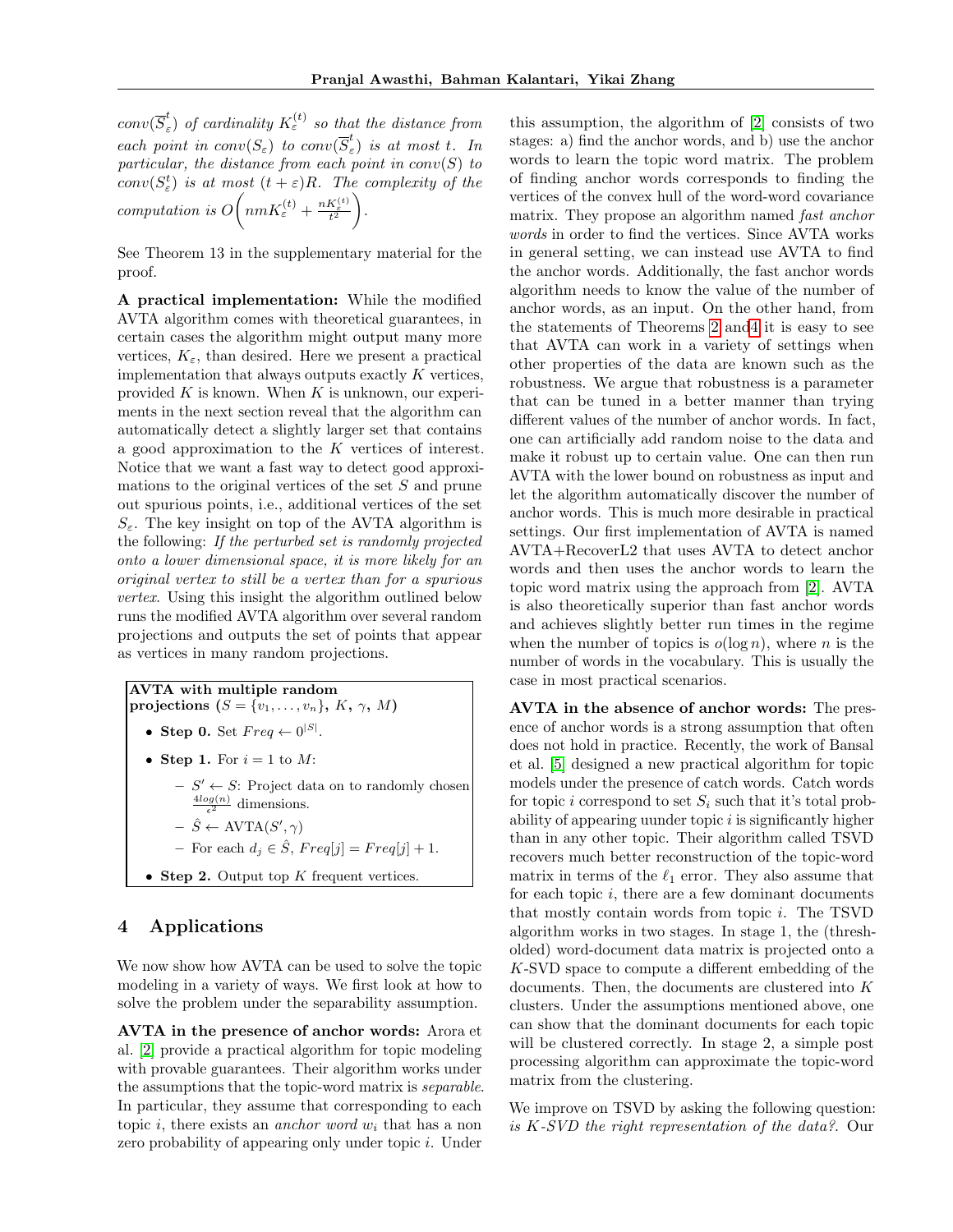*$conv(\overline{S}^t_\varepsilon)$ of cardinality $K^{(t)}_\varepsilon$ so that the distance from each point in $conv(S_\varepsilon)$ to $conv(\overline{S}^t_\varepsilon)$ is at most $t$. In particular, the distance from each point in $conv(S)$ to $conv(S^t_\varepsilon)$ is at most $(t+\varepsilon)R$. The complexity of the computation is $O\left(nmK^{(t)}_\varepsilon + \frac{nK^{(t)}_\varepsilon}{t^2}\right)$.*

See Theorem 13 in the supplementary material for the proof.

**A practical implementation:** While the modified AVTA algorithm comes with theoretical guarantees, in certain cases the algorithm might output many more vertices, $K_\varepsilon$, than desired. Here we present a practical implementation that always outputs exactly $K$ vertices, provided $K$ is known. When $K$ is unknown, our experiments in the next section reveal that the algorithm can automatically detect a slightly larger set that contains a good approximation to the $K$ vertices of interest. Notice that we want a fast way to detect good approximations to the original vertices of the set $S$ and prune out spurious points, i.e., additional vertices of the set $S_\varepsilon$. The key insight on top of the AVTA algorithm is the following: *If the perturbed set is randomly projected onto a lower dimensional space, it is more likely for an original vertex to still be a vertex than for a spurious vertex.* Using this insight the algorithm outlined below runs the modified AVTA algorithm over several random projections and outputs the set of points that appear as vertices in many random projections.

**AVTA with multiple random projections ($S = \{v_1, \ldots, v_n\}$, $K$, $\gamma$, $M$)**

- **Step 0.** Set $Freq \leftarrow 0^{|S|}$.
- **Step 1.** For $i = 1$ to $M$:
  - $S' \leftarrow S$: Project data on to randomly chosen $\frac{4log(n)}{\epsilon^2}$ dimensions.
  - $\hat{S} \leftarrow$ AVTA$(S', \gamma)$
  - For each $d_j \in \hat{S}$, $Freq[j] = Freq[j] + 1$.
- **Step 2.** Output top $K$ frequent vertices.

## 4 Applications

We now show how AVTA can be used to solve the topic modeling in a variety of ways. We first look at how to solve the problem under the separability assumption.

**AVTA in the presence of anchor words:** Arora et al. [2] provide a practical algorithm for topic modeling with provable guarantees. Their algorithm works under the assumptions that the topic-word matrix is *separable.* In particular, they assume that corresponding to each topic $i$, there exists an *anchor word* $w_i$ that has a non zero probability of appearing only under topic $i$. Under this assumption, the algorithm of [2] consists of two stages: a) find the anchor words, and b) use the anchor words to learn the topic word matrix. The problem of finding anchor words corresponds to finding the vertices of the convex hull of the word-word covariance matrix. They propose an algorithm named *fast anchor words* in order to find the vertices. Since AVTA works in general setting, we can instead use AVTA to find the anchor words. Additionally, the fast anchor words algorithm needs to know the value of the number of anchor words, as an input. On the other hand, from the statements of Theorems 2 and4 it is easy to see that AVTA can work in a variety of settings when other properties of the data are known such as the robustness. We argue that robustness is a parameter that can be tuned in a better manner than trying different values of the number of anchor words. In fact, one can artificially add random noise to the data and make it robust up to certain value. One can then run AVTA with the lower bound on robustness as input and let the algorithm automatically discover the number of anchor words. This is much more desirable in practical settings. Our first implementation of AVTA is named AVTA+RecoverL2 that uses AVTA to detect anchor words and then uses the anchor words to learn the topic word matrix using the approach from [2]. AVTA is also theoretically superior than fast anchor words and achieves slightly better run times in the regime when the number of topics is $o(\log n)$, where $n$ is the number of words in the vocabulary. This is usually the case in most practical scenarios.

**AVTA in the absence of anchor words:** The presence of anchor words is a strong assumption that often does not hold in practice. Recently, the work of Bansal et al. [5] designed a new practical algorithm for topic models under the presence of catch words. Catch words for topic $i$ correspond to set $S_i$ such that it's total probability of appearing uunder topic $i$ is significantly higher than in any other topic. Their algorithm called TSVD recovers much better reconstruction of the topic-word matrix in terms of the $\ell_1$ error. They also assume that for each topic $i$, there are a few dominant documents that mostly contain words from topic $i$. The TSVD algorithm works in two stages. In stage 1, the (thresholded) word-document data matrix is projected onto a $K$-SVD space to compute a different embedding of the documents. Then, the documents are clustered into $K$ clusters. Under the assumptions mentioned above, one can show that the dominant documents for each topic will be clustered correctly. In stage 2, a simple post processing algorithm can approximate the topic-word matrix from the clustering.

We improve on TSVD by asking the following question: *is K-SVD the right representation of the data?*. Our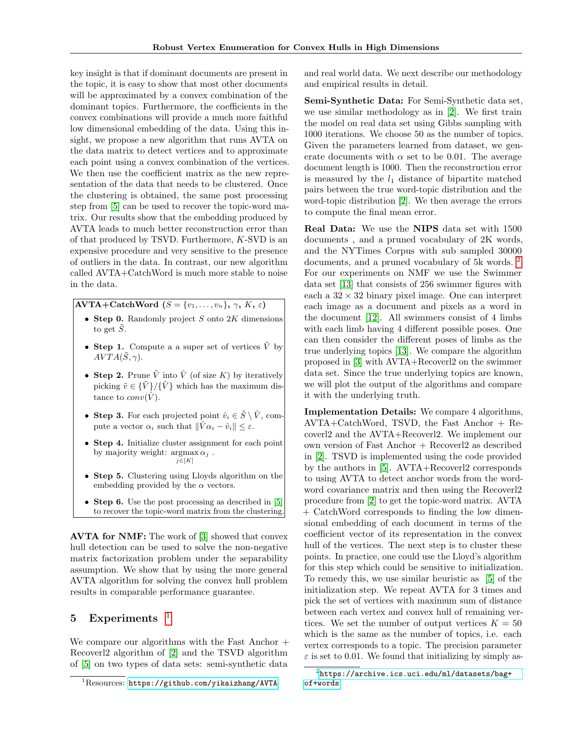key insight is that if dominant documents are present in the topic, it is easy to show that most other documents will be approximated by a convex combination of the dominant topics. Furthermore, the coefficients in the convex combinations will provide a much more faithful low dimensional embedding of the data. Using this insight, we propose a new algorithm that runs AVTA on the data matrix to detect vertices and to approximate each point using a convex combination of the vertices. We then use the coefficient matrix as the new representation of the data that needs to be clustered. Once the clustering is obtained, the same post processing step from [5] can be used to recover the topic-word matrix. Our results show that the embedding produced by AVTA leads to much better reconstruction error than of that produced by TSVD. Furthermore, $K$-SVD is an expensive procedure and very sensitive to the presence of outliers in the data. In contrast, our new algorithm called AVTA+CatchWord is much more stable to noise in the data.

**AVTA+CatchWord** ($S = \{v_1, \ldots, v_n\}$, $\gamma$, $K$, $\varepsilon$)

- **Step 0.** Randomly project $S$ onto $2K$ dimensions to get $\tilde{S}$.
- **Step 1.** Compute a a super set of vertices $\tilde{V}$ by $AVTA(\tilde{S}, \gamma)$.
- **Step 2.** Prune $\tilde{V}$ into $\hat{V}$ (of size $K$) by iteratively picking $\tilde{v} \in \{\tilde{V}\}/\{\hat{V}\}$ which has the maximum distance to $conv(\hat{V})$.
- **Step 3.** For each projected point $\hat{v}_i \in \tilde{S} \setminus \hat{V}$, compute a vector $\alpha_i$ such that $\|\hat{V}\alpha_i - \hat{v}_i\| \leq \varepsilon$.
- **Step 4.** Initialize cluster assignment for each point by majority weight: $\underset{j \in [K]}{\operatorname{argmax}}\, \alpha_j$ .
- **Step 5.** Clustering using Lloyds algorithm on the embedding provided by the $\alpha$ vectors.
- **Step 6.** Use the post processing as described in [5] to recover the topic-word matrix from the clustering.

**AVTA for NMF:** The work of [3] showed that convex hull detection can be used to solve the non-negative matrix factorization problem under the separability assumption. We show that by using the more general AVTA algorithm for solving the convex hull problem results in comparable performance guarantee.

## 5 Experiments [1]

We compare our algorithms with the Fast Anchor + Recoverl2 algorithm of [2] and the TSVD algorithm of [5] on two types of data sets: semi-synthetic data and real world data. We next describe our methodology and empirical results in detail.

**Semi-Synthetic Data:** For Semi-Synthetic data set, we use similar methodology as in [2]. We first train the model on real data set using Gibbs sampling with 1000 iterations. We choose 50 as the number of topics. Given the parameters learned from dataset, we generate documents with $\alpha$ set to be 0.01. The average document length is 1000. Then the reconstruction error is measured by the $l_1$ distance of bipartite matched pairs between the true word-topic distribution and the word-topic distribution [2]. We then average the errors to compute the final mean error.

**Real Data:** We use the **NIPS** data set with 1500 documents , and a pruned vocabulary of 2K words, and the NYTimes Corpus with sub sampled 30000 documents, and a pruned vocabulary of 5k words. [2] For our experiments on NMF we use the Swimmer data set [13] that consists of 256 swimmer figures with each a $32 \times 32$ binary pixel image. One can interpret each image as a document and pixels as a word in the document [12]. All swimmers consist of 4 limbs with each limb having 4 different possible poses. One can then consider the different poses of limbs as the true underlying topics [13]. We compare the algorithm proposed in [3] with AVTA+Recoverl2 on the swimmer data set. Since the true underlying topics are known, we will plot the output of the algorithms and compare it with the underlying truth.

**Implementation Details:** We compare 4 algorithms, AVTA+CatchWord, TSVD, the Fast Anchor + Recoverl2 and the AVTA+Recoverl2. We implement our own version of Fast Anchor + Recoverl2 as described in [2]. TSVD is implemented using the code provided by the authors in [5]. AVTA+Recoverl2 corresponds to using AVTA to detect anchor words from the word-word covariance matrix and then using the Recoverl2 procedure from [2] to get the topic-word matrix. AVTA + CatchWord corresponds to finding the low dimensional embedding of each document in terms of the coefficient vector of its representation in the convex hull of the vertices. The next step is to cluster these points. In practice, one could use the Lloyd's algorithm for this step which could be sensitive to initialization. To remedy this, we use similar heuristic as [5] of the initialization step. We repeat AVTA for 3 times and pick the set of vertices with maximum sum of distance between each vertex and convex hull of remaining vertices. We set the number of output vertices $K = 50$ which is the same as the number of topics, i.e. each vertex corresponds to a topic. The precision parameter $\varepsilon$ is set to 0.01. We found that initializing by simply as-

[1] Resources: https://github.com/yikaizhang/AVTA

[2] https://archive.ics.uci.edu/ml/datasets/bag+of+words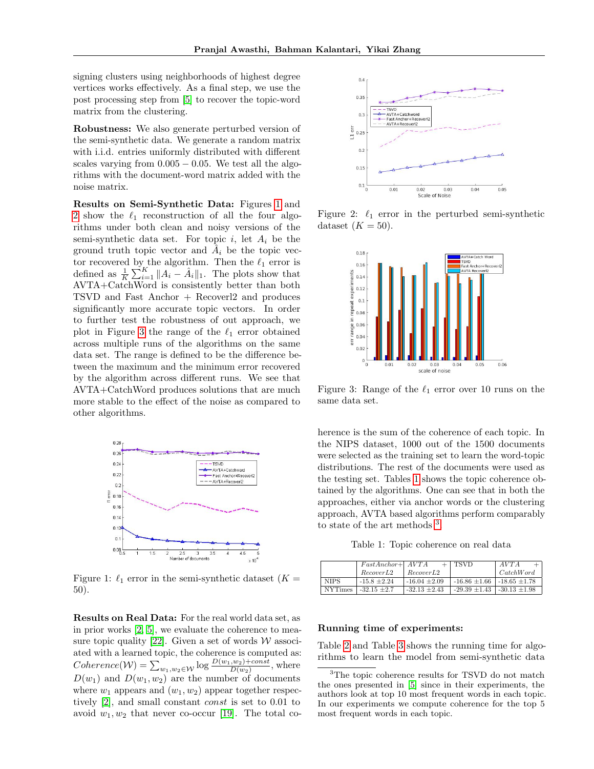signing clusters using neighborhoods of highest degree vertices works effectively. As a final step, we use the post processing step from [5] to recover the topic-word matrix from the clustering.

**Robustness:** We also generate perturbed version of the semi-synthetic data. We generate a random matrix with i.i.d. entries uniformly distributed with different scales varying from $0.005 - 0.05$. We test all the algorithms with the document-word matrix added with the noise matrix.

**Results on Semi-Synthetic Data:** Figures 1 and 2 show the $\ell_1$ reconstruction of all the four algorithms under both clean and noisy versions of the semi-synthetic data set. For topic $i$, let $A_i$ be the ground truth topic vector and $\hat{A}_i$ be the topic vector recovered by the algorithm. Then the $\ell_1$ error is defined as $\frac{1}{K}\sum_{i=1}^{K}\|A_i - \hat{A}_i\|_1$. The plots show that AVTA+CatchWord is consistently better than both TSVD and Fast Anchor + Recoverl2 and produces significantly more accurate topic vectors. In order to further test the robustness of out approach, we plot in Figure 3 the range of the $\ell_1$ error obtained across multiple runs of the algorithms on the same data set. The range is defined to be the difference between the maximum and the minimum error recovered by the algorithm across different runs. We see that AVTA+CatchWord produces solutions that are much more stable to the effect of the noise as compared to other algorithms.

Figure 1: $\ell_1$ error in the semi-synthetic dataset ($K = 50$).

Figure 2: $\ell_1$ error in the perturbed semi-synthetic dataset ($K = 50$).

Figure 3: Range of the $\ell_1$ error over 10 runs on the same data set.

**Results on Real Data:** For the real world data set, as in prior works [2, 5], we evaluate the coherence to measure topic quality [22]. Given a set of words $\mathcal{W}$ associated with a learned topic, the coherence is computed as: $Coherence(\mathcal{W}) = \sum_{w_1,w_2 \in \mathcal{W}} \log \frac{D(w_1,w_2)+const}{D(w_2)}$, where $D(w_1)$ and $D(w_1, w_2)$ are the number of documents where $w_1$ appears and $(w_1, w_2)$ appear together respectively [2], and small constant $const$ is set to 0.01 to avoid $w_1, w_2$ that never co-occur [19]. The total coherence is the sum of the coherence of each topic. In the NIPS dataset, 1000 out of the 1500 documents were selected as the training set to learn the word-topic distributions. The rest of the documents were used as the testing set. Tables 1 shows the topic coherence obtained by the algorithms. One can see that in both the approaches, either via anchor words or the clustering approach, AVTA based algorithms perform comparably to state of the art methods.[3]

Table 1: Topic coherence on real data

| | *FastAnchor+ RecoverL2* | *AVTA + RecoverL2* | TSVD | *AVTA + CatchWord* |
|---|---|---|---|---|
| NIPS | -15.8 ±2.24 | -16.04 ±2.09 | -16.86 ±1.66 | -18.65 ±1.78 |
| NYTimes | -32.15 ±2.7 | -32.13 ±2.43 | -29.39 ±1.43 | -30.13 ±1.98 |

**Running time of experiments:**

Table 2 and Table 3 shows the running time for algorithms to learn the model from semi-synthetic data

[3]The topic coherence results for TSVD do not match the ones presented in [5] since in their experiments, the authors look at top 10 most frequent words in each topic. In our experiments we compute coherence for the top 5 most frequent words in each topic.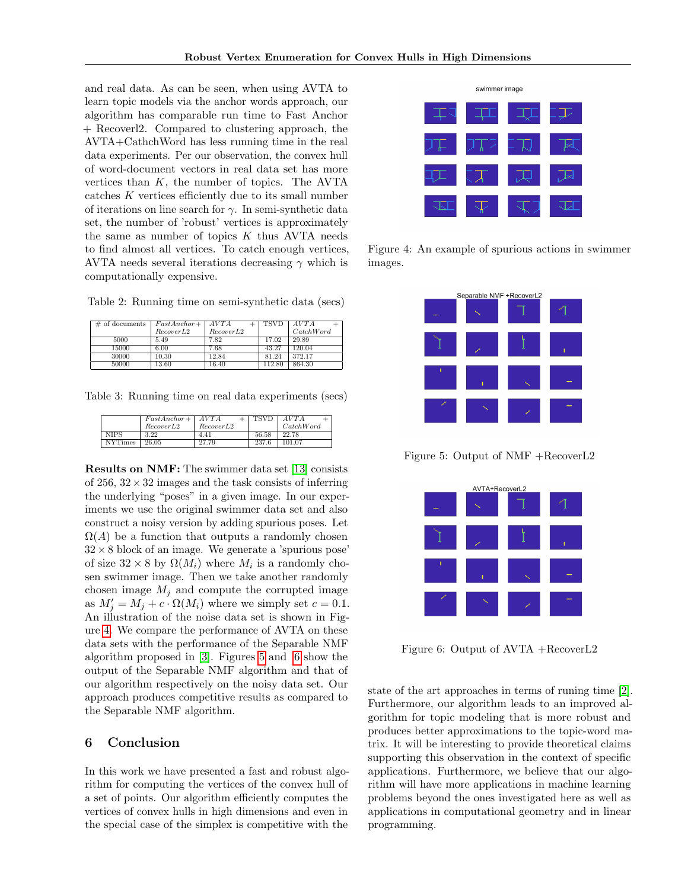and real data. As can be seen, when using AVTA to learn topic models via the anchor words approach, our algorithm has comparable run time to Fast Anchor + Recoverl2. Compared to clustering approach, the AVTA+CathchWord has less running time in the real data experiments. Per our observation, the convex hull of word-document vectors in real data set has more vertices than $K$, the number of topics. The AVTA catches $K$ vertices efficiently due to its small number of iterations on line search for $\gamma$. In semi-synthetic data set, the number of 'robust' vertices is approximately the same as number of topics $K$ thus AVTA needs to find almost all vertices. To catch enough vertices, AVTA needs several iterations decreasing $\gamma$ which is computationally expensive.

Table 2: Running time on semi-synthetic data (secs)

| # of documents | *FastAnchor + RecoverL2* | *AVTA + RecoverL2* | TSVD | *AVTA + CatchWord* |
|---|---|---|---|---|
| 5000 | 5.49 | 7.82 | 17.02 | 29.89 |
| 15000 | 6.00 | 7.68 | 43.27 | 120.04 |
| 30000 | 10.30 | 12.84 | 81.24 | 372.17 |
| 50000 | 13.60 | 16.40 | 112.80 | 864.30 |

Table 3: Running time on real data experiments (secs)

| | *FastAnchor + RecoverL2* | *AVTA + RecoverL2* | TSVD | *AVTA + CatchWord* |
|---|---|---|---|---|
| NIPS | 3.22 | 4.41 | 56.58 | 22.78 |
| NYTimes | 26.05 | 27.79 | 237.6 | 101.07 |

**Results on NMF:** The swimmer data set [13] consists of 256, $32 \times 32$ images and the task consists of inferring the underlying "poses" in a given image. In our experiments we use the original swimmer data set and also construct a noisy version by adding spurious poses. Let $\Omega(A)$ be a function that outputs a randomly chosen $32 \times 8$ block of an image. We generate a 'spurious pose' of size $32 \times 8$ by $\Omega(M_i)$ where $M_i$ is a randomly chosen swimmer image. Then we take another randomly chosen image $M_j$ and compute the corrupted image as $M_j' = M_j + c \cdot \Omega(M_i)$ where we simply set $c = 0.1$. An illustration of the noise data set is shown in Figure 4. We compare the performance of AVTA on these data sets with the performance of the Separable NMF algorithm proposed in [3]. Figures 5 and 6 show the output of the Separable NMF algorithm and that of our algorithm respectively on the noisy data set. Our approach produces competitive results as compared to the Separable NMF algorithm.

Figure 4: An example of spurious actions in swimmer images.

Figure 5: Output of NMF +RecoverL2

Figure 6: Output of AVTA +RecoverL2

## 6 Conclusion

In this work we have presented a fast and robust algorithm for computing the vertices of the convex hull of a set of points. Our algorithm efficiently computes the vertices of convex hulls in high dimensions and even in the special case of the simplex is competitive with the state of the art approaches in terms of runing time [2]. Furthermore, our algorithm leads to an improved algorithm for topic modeling that is more robust and produces better approximations to the topic-word matrix. It will be interesting to provide theoretical claims supporting this observation in the context of specific applications. Furthermore, we believe that our algorithm will have more applications in machine learning problems beyond the ones investigated here as well as applications in computational geometry and in linear programming.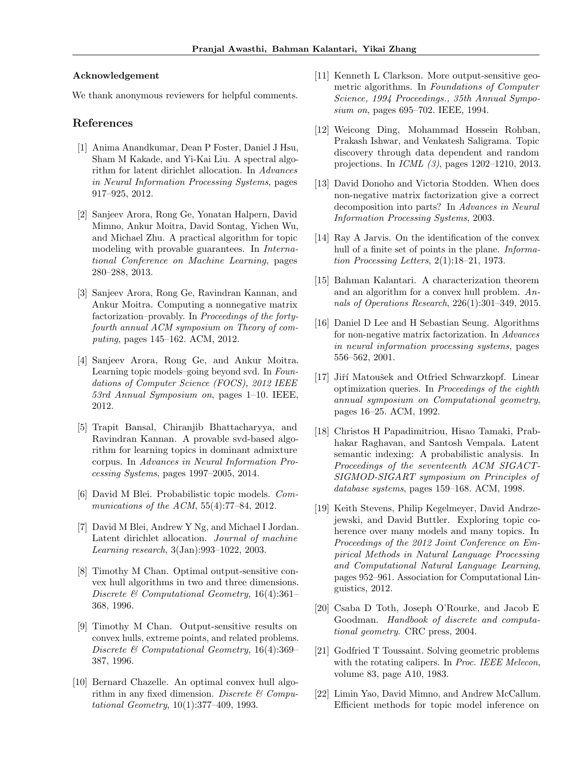**Acknowledgement**

We thank anonymous reviewers for helpful comments.

## References

[1] Anima Anandkumar, Dean P Foster, Daniel J Hsu, Sham M Kakade, and Yi-Kai Liu. A spectral algorithm for latent dirichlet allocation. In *Advances in Neural Information Processing Systems*, pages 917–925, 2012.

[2] Sanjeev Arora, Rong Ge, Yonatan Halpern, David Mimno, Ankur Moitra, David Sontag, Yichen Wu, and Michael Zhu. A practical algorithm for topic modeling with provable guarantees. In *International Conference on Machine Learning*, pages 280–288, 2013.

[3] Sanjeev Arora, Rong Ge, Ravindran Kannan, and Ankur Moitra. Computing a nonnegative matrix factorization–provably. In *Proceedings of the forty-fourth annual ACM symposium on Theory of computing*, pages 145–162. ACM, 2012.

[4] Sanjeev Arora, Rong Ge, and Ankur Moitra. Learning topic models–going beyond svd. In *Foundations of Computer Science (FOCS), 2012 IEEE 53rd Annual Symposium on*, pages 1–10. IEEE, 2012.

[5] Trapit Bansal, Chiranjib Bhattacharyya, and Ravindran Kannan. A provable svd-based algorithm for learning topics in dominant admixture corpus. In *Advances in Neural Information Processing Systems*, pages 1997–2005, 2014.

[6] David M Blei. Probabilistic topic models. *Communications of the ACM*, 55(4):77–84, 2012.

[7] David M Blei, Andrew Y Ng, and Michael I Jordan. Latent dirichlet allocation. *Journal of machine Learning research*, 3(Jan):993–1022, 2003.

[8] Timothy M Chan. Optimal output-sensitive convex hull algorithms in two and three dimensions. *Discrete & Computational Geometry*, 16(4):361–368, 1996.

[9] Timothy M Chan. Output-sensitive results on convex hulls, extreme points, and related problems. *Discrete & Computational Geometry*, 16(4):369–387, 1996.

[10] Bernard Chazelle. An optimal convex hull algorithm in any fixed dimension. *Discrete & Computational Geometry*, 10(1):377–409, 1993.

[11] Kenneth L Clarkson. More output-sensitive geometric algorithms. In *Foundations of Computer Science, 1994 Proceedings., 35th Annual Symposium on*, pages 695–702. IEEE, 1994.

[12] Weicong Ding, Mohammad Hossein Rohban, Prakash Ishwar, and Venkatesh Saligrama. Topic discovery through data dependent and random projections. In *ICML (3)*, pages 1202–1210, 2013.

[13] David Donoho and Victoria Stodden. When does non-negative matrix factorization give a correct decomposition into parts? In *Advances in Neural Information Processing Systems*, 2003.

[14] Ray A Jarvis. On the identification of the convex hull of a finite set of points in the plane. *Information Processing Letters*, 2(1):18–21, 1973.

[15] Bahman Kalantari. A characterization theorem and an algorithm for a convex hull problem. *Annals of Operations Research*, 226(1):301–349, 2015.

[16] Daniel D Lee and H Sebastian Seung. Algorithms for non-negative matrix factorization. In *Advances in neural information processing systems*, pages 556–562, 2001.

[17] Jiří Matoušek and Otfried Schwarzkopf. Linear optimization queries. In *Proceedings of the eighth annual symposium on Computational geometry*, pages 16–25. ACM, 1992.

[18] Christos H Papadimitriou, Hisao Tamaki, Prabhakar Raghavan, and Santosh Vempala. Latent semantic indexing: A probabilistic analysis. In *Proceedings of the seventeenth ACM SIGACT-SIGMOD-SIGART symposium on Principles of database systems*, pages 159–168. ACM, 1998.

[19] Keith Stevens, Philip Kegelmeyer, David Andrzejewski, and David Buttler. Exploring topic coherence over many models and many topics. In *Proceedings of the 2012 Joint Conference on Empirical Methods in Natural Language Processing and Computational Natural Language Learning*, pages 952–961. Association for Computational Linguistics, 2012.

[20] Csaba D Toth, Joseph O'Rourke, and Jacob E Goodman. *Handbook of discrete and computational geometry*. CRC press, 2004.

[21] Godfried T Toussaint. Solving geometric problems with the rotating calipers. In *Proc. IEEE Melecon*, volume 83, page A10, 1983.

[22] Limin Yao, David Mimno, and Andrew McCallum. Efficient methods for topic model inference on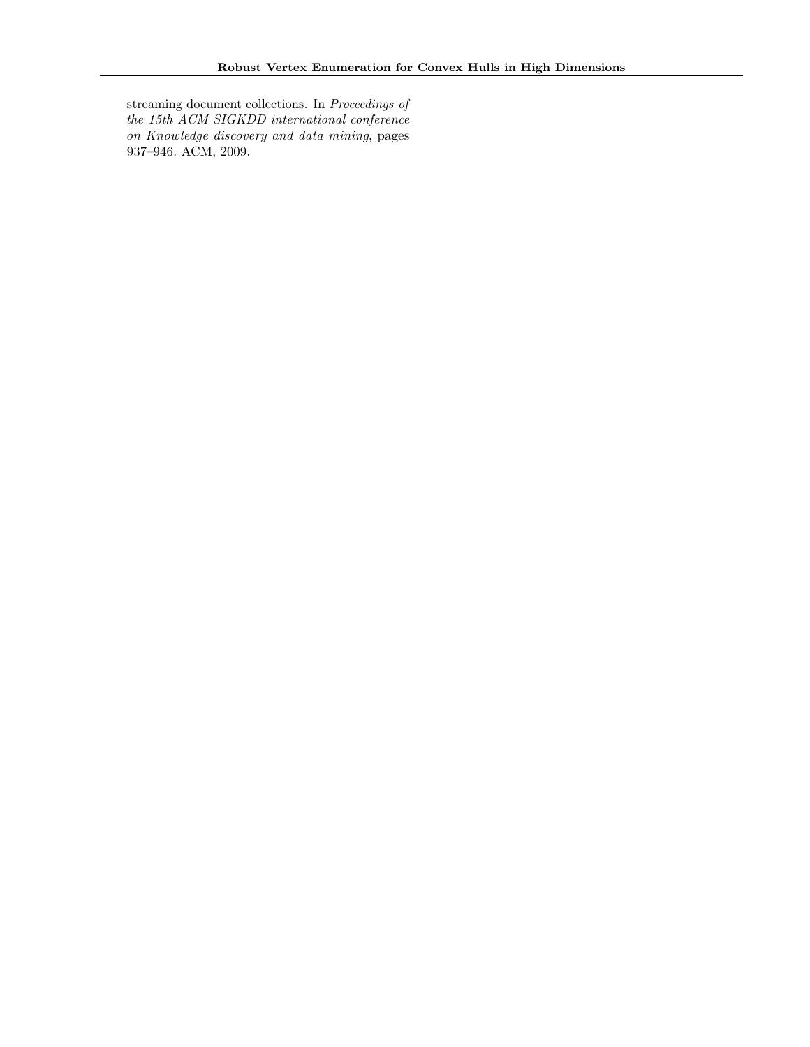streaming document collections. In *Proceedings of the 15th ACM SIGKDD international conference on Knowledge discovery and data mining*, pages 937–946. ACM, 2009.